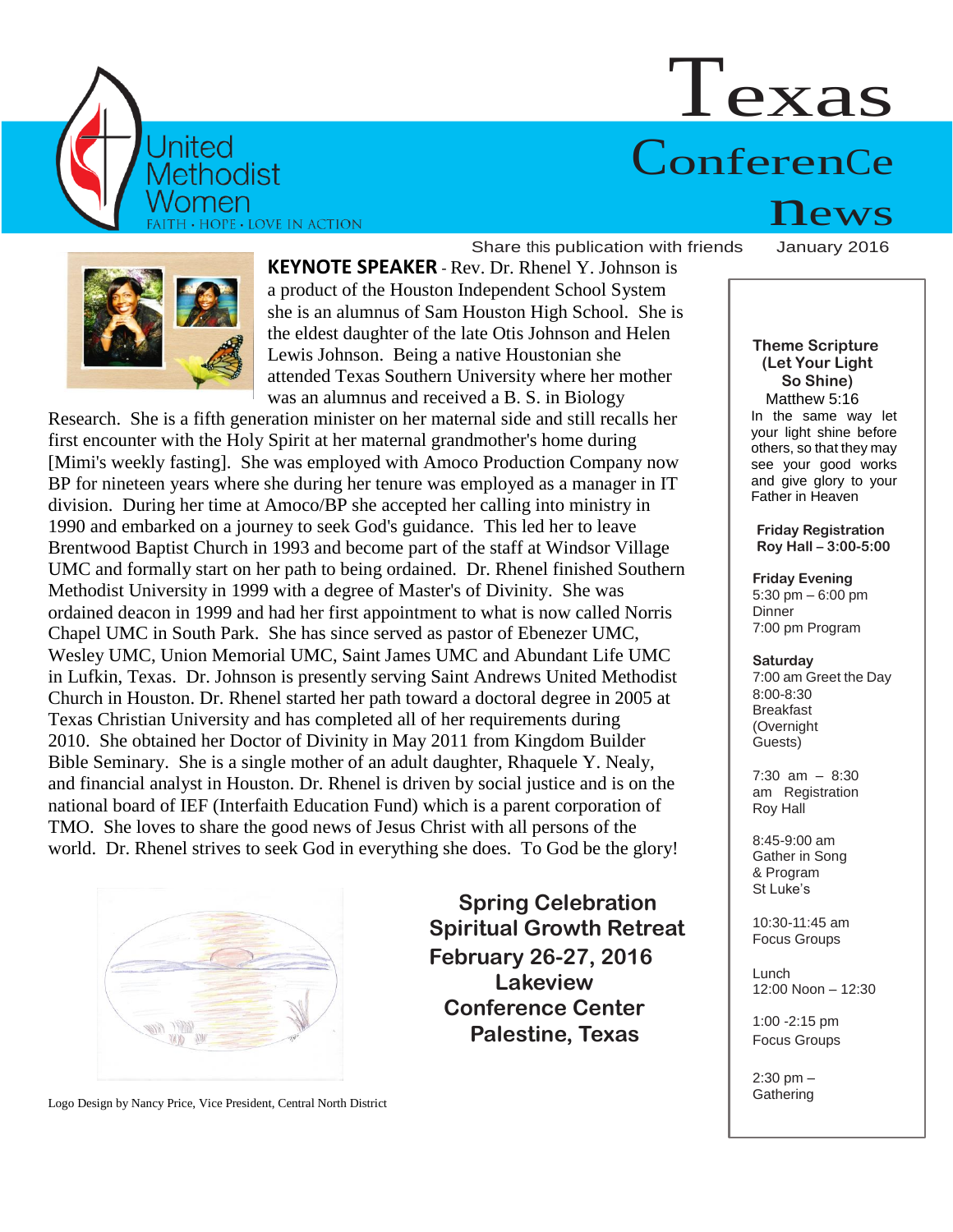United Methodist Women

FAITH · HOPE · LOVE IN ACTION

# Texas ConferenCe news

Share this publication with friends January 2016

**KEYNOTE SPEAKER** - Rev. Dr. Rhenel Y. Johnson is a product of the Houston Independent School System she is an alumnus of Sam Houston High School. She is the eldest daughter of the late Otis Johnson and Helen Lewis Johnson. Being a native Houstonian she attended Texas Southern University where her mother was an alumnus and received a B. S. in Biology Research. She is a fifth generation minister on her maternal side and still recalls her first encounter with the Holy Spirit at her maternal grandmother's home during [Mimi's weekly fasting]. She was employed with Amoco Production Company now BP for nineteen years where she during her tenure was employed as a manager in IT division. During her time at Amoco/BP she accepted her calling into ministry in 1990 and embarked on a journey to seek God's guidance. This led her to leave Brentwood Baptist Church in 1993 and become part of the staff at Windsor Village UMC and formally start on her path to being ordained. Dr. Rhenel finished Southern Methodist University in 1999 with a degree of Master's of Divinity. She was ordained deacon in 1999 and had her first appointment to what is now called Norris Chapel UMC in South Park. She has since served as pastor of Ebenezer UMC, Wesley UMC, Union Memorial UMC, Saint James UMC and Abundant Life UMC in Lufkin, Texas. Dr. Johnson is presently serving Saint Andrews United Methodist Church in Houston. Dr. Rhenel started her path toward a doctoral degree in 2005 at Texas Christian University and has completed all of her requirements during 2010. She obtained her Doctor of Divinity in May 2011 from Kingdom Builder Bible Seminary. She is a single mother of an adult daughter, Rhaquele Y. Nealy, and financial analyst in Houston. Dr. Rhenel is driven by social justice and is on the national board of IEF (Interfaith Education Fund) which is a parent corporation of TMO. She loves to share the good news of Jesus Christ with all persons of the world. Dr. Rhenel strives to seek God in everything she does. To God be the glory!

Logo Design by Nancy Price, Vice President, Central North District

## Spring Celebration Spiritual Growth Retreat February 26-27, 2016 Lakeview Conference Center Palestine, Texas

**Theme Scripture (Let Your Light So Shine)**
Matthew 5:16
In the same way let your light shine before others, so that they may see your good works and give glory to your Father in Heaven

**Friday Registration**
**Roy Hall – 3:00-5:00**

**Friday Evening**
5:30 pm – 6:00 pm Dinner
7:00 pm Program

**Saturday**
7:00 am Greet the Day
8:00-8:30 Breakfast (Overnight Guests)

7:30 am – 8:30 am Registration Roy Hall

8:45-9:00 am Gather in Song & Program St Luke's

10:30-11:45 am Focus Groups

Lunch
12:00 Noon – 12:30

1:00 -2:15 pm Focus Groups

2:30 pm – Gathering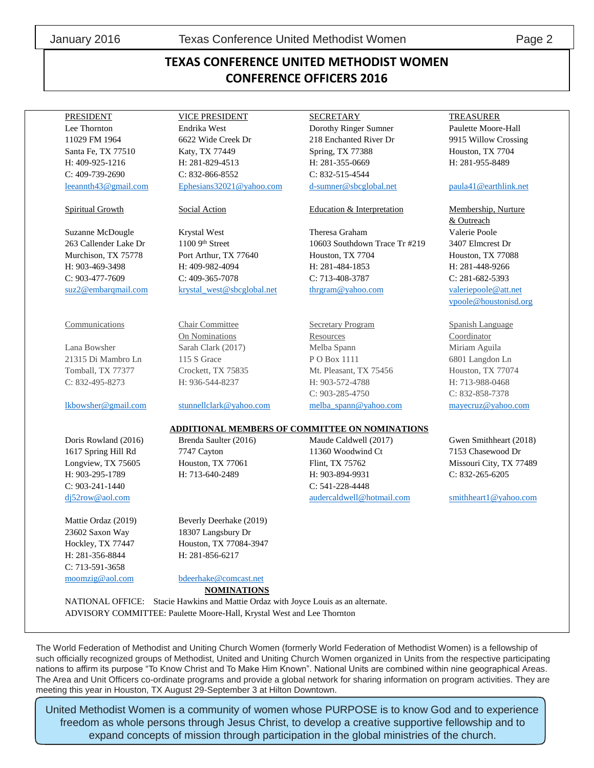# TEXAS CONFERENCE UNITED METHODIST WOMEN
# CONFERENCE OFFICERS 2016

| PRESIDENT | VICE PRESIDENT | SECRETARY | TREASURER |
|---|---|---|---|
| Lee Thornton<br>11029 FM 1964<br>Santa Fe, TX 77510<br>H: 409-925-1216<br>C: 409-739-2690<br>leeannth43@gmail.com | Endrika West<br>6622 Wide Creek Dr<br>Katy, TX 77449<br>H: 281-829-4513<br>C: 832-866-8552<br>Ephesians32021@yahoo.com | Dorothy Ringer Sumner<br>218 Enchanted River Dr<br>Spring, TX 77388<br>H: 281-355-0669<br>C: 832-515-4544<br>d-sumner@sbcglobal.net | Paulette Moore-Hall<br>9915 Willow Crossing<br>Houston, TX 7704<br>H: 281-955-8489<br><br>paula41@earthlink.net |
| **Spiritual Growth** | **Social Action** | **Education & Interpretation** | **Membership, Nurture & Outreach** |
| Suzanne McDougle<br>263 Callender Lake Dr<br>Murchison, TX 75778<br>H: 903-469-3498<br>C: 903-477-7609<br>suz2@embarqmail.com | Krystal West<br>1100 9th Street<br>Port Arthur, TX 77640<br>H: 409-982-4094<br>C: 409-365-7078<br>krystal_west@sbcglobal.net | Theresa Graham<br>10603 Southdown Trace Tr #219<br>Houston, TX 7704<br>H: 281-484-1853<br>C: 713-408-3787<br>thrgram@yahoo.com | Valerie Poole<br>3407 Elmcrest Dr<br>Houston, TX 77088<br>H: 281-448-9266<br>C: 281-682-5393<br>valeriepoole@att.net<br>vpoole@houstonisd.org |
| **Communications** | **Chair Committee On Nominations** | **Secretary Program Resources** | **Spanish Language Coordinator** |
| Lana Bowsher<br>21315 Di Mambro Ln<br>Tomball, TX 77377<br>C: 832-495-8273<br><br>lkbowsher@gmail.com | Sarah Clark (2017)<br>115 S Grace<br>Crockett, TX 75835<br>H: 936-544-8237<br><br>stunnellclark@yahoo.com | Melba Spann<br>P O Box 1111<br>Mt. Pleasant, TX 75456<br>H: 903-572-4788<br>C: 903-285-4750<br>melba_spann@yahoo.com | Miriam Aguila<br>6801 Langdon Ln<br>Houston, TX 77074<br>H: 713-988-0468<br>C: 832-858-7378<br>mayecruz@yahoo.com |

## ADDITIONAL MEMBERS OF COMMITTEE ON NOMINATIONS

| | | | |
|---|---|---|---|
| Doris Rowland (2016)<br>1617 Spring Hill Rd<br>Longview, TX 75605<br>H: 903-295-1789<br>C: 903-241-1440<br>dj52row@aol.com | Brenda Saulter (2016)<br>7747 Cayton<br>Houston, TX 77061<br>H: 713-640-2489 | Maude Caldwell (2017)<br>11360 Woodwind Ct<br>Flint, TX 75762<br>H: 903-894-9931<br>C: 541-228-4448<br>audercaldwell@hotmail.com | Gwen Smithheart (2018)<br>7153 Chasewood Dr<br>Missouri City, TX 77489<br>C: 832-265-6205<br><br>smithheart1@yahoo.com |
| Mattie Ordaz (2019)<br>23602 Saxon Way<br>Hockley, TX 77447<br>H: 281-356-8844<br>C: 713-591-3658<br>moomzig@aol.com | Beverly Deerhake (2019)<br>18307 Langsbury Dr<br>Houston, TX 77084-3947<br>H: 281-856-6217<br><br>bdeerhake@comcast.net | | |

## NOMINATIONS

NATIONAL OFFICE: Stacie Hawkins and Mattie Ordaz with Joyce Louis as an alternate.
ADVISORY COMMITTEE: Paulette Moore-Hall, Krystal West and Lee Thornton

The World Federation of Methodist and Uniting Church Women (formerly World Federation of Methodist Women) is a fellowship of such officially recognized groups of Methodist, United and Uniting Church Women organized in Units from the respective participating nations to affirm its purpose "To Know Christ and To Make Him Known". National Units are combined within nine geographical Areas. The Area and Unit Officers co-ordinate programs and provide a global network for sharing information on program activities. They are meeting this year in Houston, TX August 29-September 3 at Hilton Downtown.

United Methodist Women is a community of women whose PURPOSE is to know God and to experience freedom as whole persons through Jesus Christ, to develop a creative supportive fellowship and to expand concepts of mission through participation in the global ministries of the church.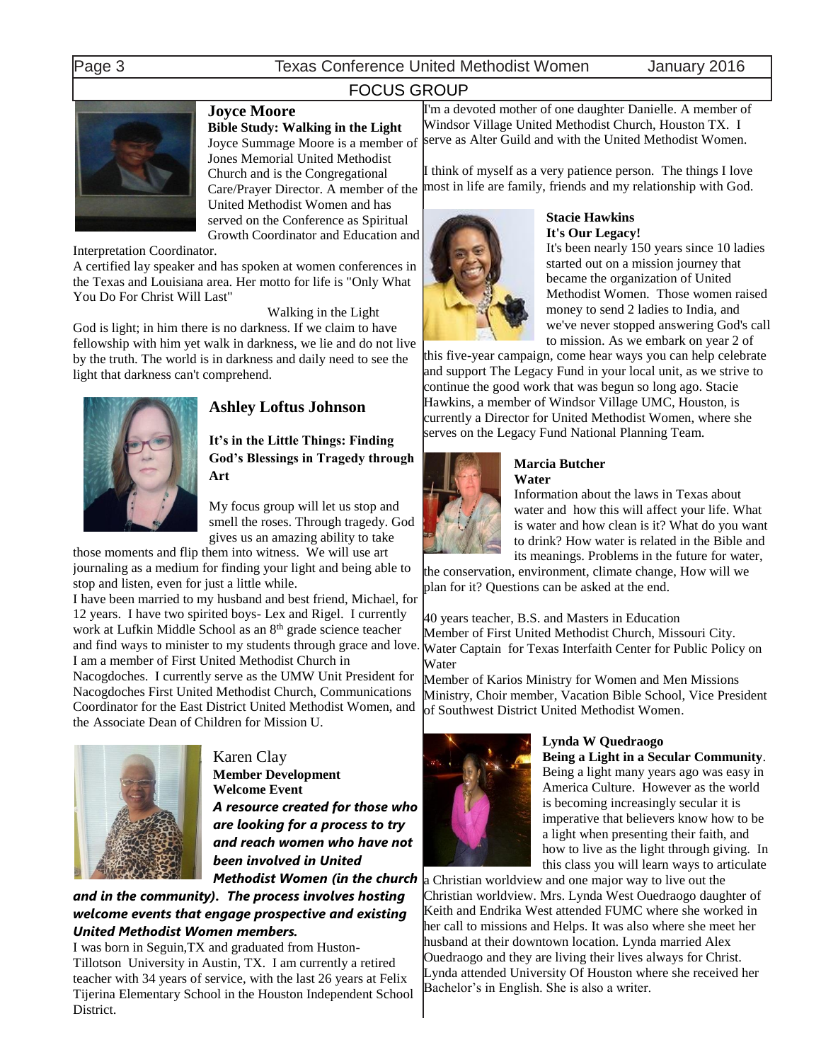## FOCUS GROUP

### Joyce Moore

**Bible Study: Walking in the Light**

Joyce Summage Moore is a member of Jones Memorial United Methodist Church and is the Congregational Care/Prayer Director. A member of the United Methodist Women and has served on the Conference as Spiritual Growth Coordinator and Education and Interpretation Coordinator.

A certified lay speaker and has spoken at women conferences in the Texas and Louisiana area. Her motto for life is "Only What You Do For Christ Will Last"

Walking in the Light

God is light; in him there is no darkness. If we claim to have fellowship with him yet walk in darkness, we lie and do not live by the truth. The world is in darkness and daily need to see the light that darkness can't comprehend.

### Ashley Loftus Johnson

**It's in the Little Things: Finding God's Blessings in Tragedy through Art**

My focus group will let us stop and smell the roses. Through tragedy. God gives us an amazing ability to take those moments and flip them into witness. We will use art journaling as a medium for finding your light and being able to stop and listen, even for just a little while.

I have been married to my husband and best friend, Michael, for 12 years. I have two spirited boys- Lex and Rigel. I currently work at Lufkin Middle School as an 8th grade science teacher and find ways to minister to my students through grace and love. I am a member of First United Methodist Church in Nacogdoches. I currently serve as the UMW Unit President for Nacogdoches First United Methodist Church, Communications Coordinator for the East District United Methodist Women, and the Associate Dean of Children for Mission U.

### Karen Clay

**Member Development**
**Welcome Event**

***A resource created for those who are looking for a process to try and reach women who have not been involved in United Methodist Women (in the church and in the community). The process involves hosting welcome events that engage prospective and existing United Methodist Women members.***

I was born in Seguin,TX and graduated from Huston-Tillotson University in Austin, TX. I am currently a retired teacher with 34 years of service, with the last 26 years at Felix Tijerina Elementary School in the Houston Independent School District.

I'm a devoted mother of one daughter Danielle. A member of Windsor Village United Methodist Church, Houston TX. I serve as Alter Guild and with the United Methodist Women.

I think of myself as a very patience person. The things I love most in life are family, friends and my relationship with God.

### Stacie Hawkins

**It's Our Legacy!**

It's been nearly 150 years since 10 ladies started out on a mission journey that became the organization of United Methodist Women. Those women raised money to send 2 ladies to India, and we've never stopped answering God's call to mission. As we embark on year 2 of this five-year campaign, come hear ways you can help celebrate and support The Legacy Fund in your local unit, as we strive to continue the good work that was begun so long ago. Stacie Hawkins, a member of Windsor Village UMC, Houston, is currently a Director for United Methodist Women, where she serves on the Legacy Fund National Planning Team.

### Marcia Butcher

**Water**

Information about the laws in Texas about water and how this will affect your life. What is water and how clean is it? What do you want to drink? How water is related in the Bible and its meanings. Problems in the future for water, the conservation, environment, climate change, How will we plan for it? Questions can be asked at the end.

40 years teacher, B.S. and Masters in Education
Member of First United Methodist Church, Missouri City.
Water Captain for Texas Interfaith Center for Public Policy on Water
Member of Karios Ministry for Women and Men Missions Ministry, Choir member, Vacation Bible School, Vice President of Southwest District United Methodist Women.

### Lynda W Quedraogo

**Being a Light in a Secular Community**.

Being a light many years ago was easy in America Culture. However as the world is becoming increasingly secular it is imperative that believers know how to be a light when presenting their faith, and how to live as the light through giving. In this class you will learn ways to articulate a Christian worldview and one major way to live out the Christian worldview. Mrs. Lynda West Ouedraogo daughter of Keith and Endrika West attended FUMC where she worked in her call to missions and Helps. It was also where she meet her husband at their downtown location. Lynda married Alex Ouedraogo and they are living their lives always for Christ. Lynda attended University Of Houston where she received her Bachelor's in English. She is also a writer.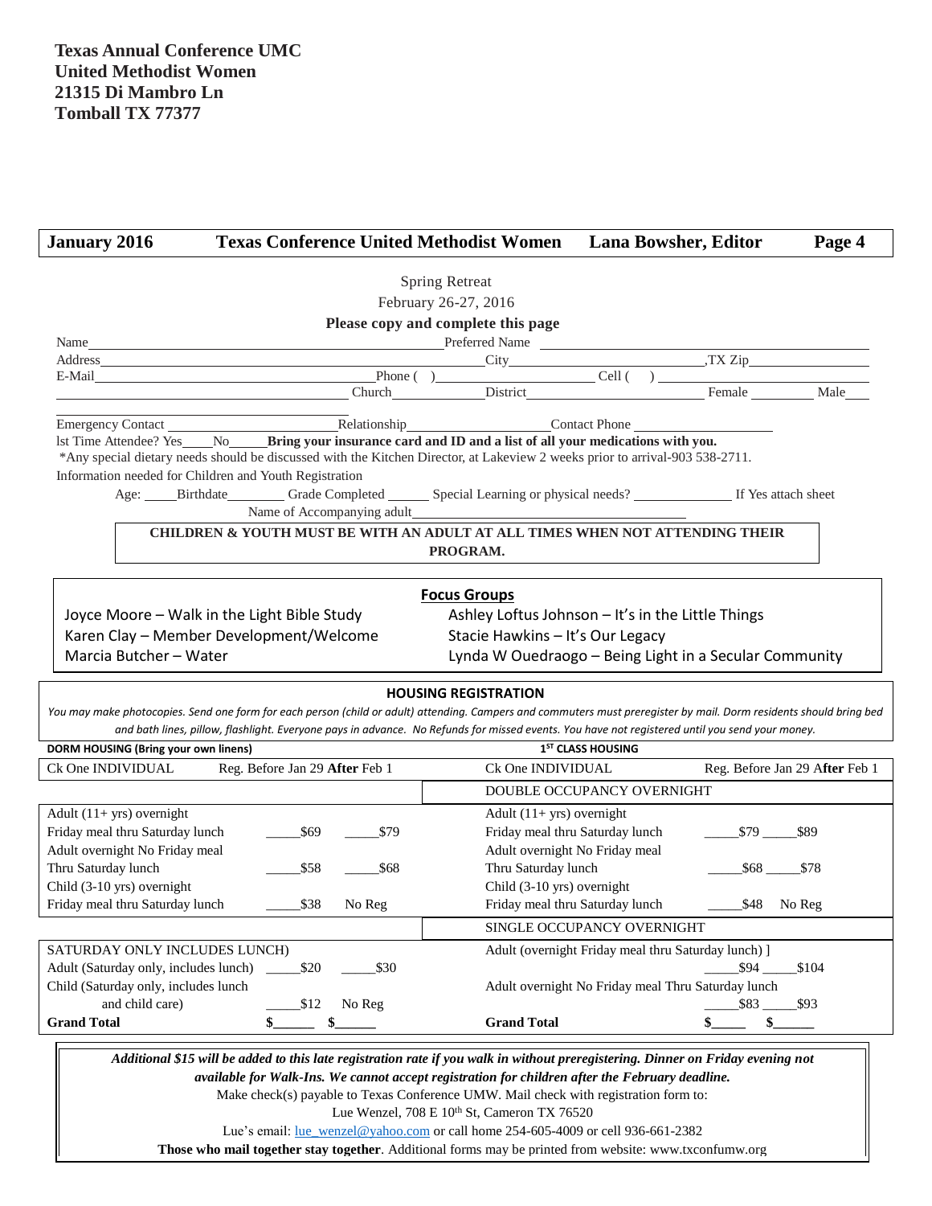**Texas Annual Conference UMC**
**United Methodist Women**
**21315 Di Mambro Ln**
**Tomball TX 77377**

Spring Retreat

February 26-27, 2016

**Please copy and complete this page**

Name\_\_\_\_\_\_\_\_\_\_\_\_\_\_\_\_\_\_\_\_\_\_\_\_\_\_\_\_\_\_\_\_ Preferred Name \_\_\_\_\_\_\_\_\_\_\_\_\_\_\_\_\_\_\_\_\_\_\_\_\_\_\_\_

Address\_\_\_\_\_\_\_\_\_\_\_\_\_\_\_\_\_\_\_\_\_\_\_\_\_\_\_\_\_\_\_\_ City\_\_\_\_\_\_\_\_\_\_\_\_\_\_\_\_,TX Zip\_\_\_\_\_\_\_\_\_\_

E-Mail\_\_\_\_\_\_\_\_\_\_\_\_\_\_\_\_\_\_\_\_\_\_\_\_\_\_ Phone ( )\_\_\_\_\_\_\_\_\_\_\_\_\_\_ Cell ( ) \_\_\_\_\_\_\_\_\_\_\_\_\_\_\_\_

\_\_\_\_\_\_\_\_\_\_\_\_\_\_\_\_\_\_\_\_\_\_\_\_\_\_\_\_ Church\_\_\_\_\_\_\_\_\_\_ District\_\_\_\_\_\_\_\_\_\_\_\_\_\_\_\_\_\_ Female \_\_\_\_\_\_\_ Male\_\_\_

Emergency Contact \_\_\_\_\_\_\_\_\_\_\_\_\_\_\_\_\_\_\_\_ Relationship\_\_\_\_\_\_\_\_\_\_\_\_\_\_\_\_ Contact Phone \_\_\_\_\_\_\_\_\_\_\_\_\_\_\_\_

lst Time Attendee? Yes\_\_\_\_No\_\_\_\_\_**Bring your insurance card and ID and a list of all your medications with you.**

\*Any special dietary needs should be discussed with the Kitchen Director, at Lakeview 2 weeks prior to arrival-903 538-2711.

Information needed for Children and Youth Registration

Age: \_\_\_\_\_Birthdate\_\_\_\_\_\_\_\_ Grade Completed \_\_\_\_\_\_ Special Learning or physical needs? \_\_\_\_\_\_\_\_\_\_\_\_\_\_ If Yes attach sheet

Name of Accompanying adult\_\_\_\_\_\_\_\_\_\_\_\_\_\_\_\_\_\_\_\_\_\_\_\_\_\_\_\_\_\_\_\_\_\_\_\_

**CHILDREN & YOUTH MUST BE WITH AN ADULT AT ALL TIMES WHEN NOT ATTENDING THEIR PROGRAM.**

## Focus Groups

- Joyce Moore – Walk in the Light Bible Study
- Karen Clay – Member Development/Welcome
- Marcia Butcher – Water
- Ashley Loftus Johnson – It's in the Little Things
- Stacie Hawkins – It's Our Legacy
- Lynda W Ouedraogo – Being Light in a Secular Community

## HOUSING REGISTRATION

*You may make photocopies. Send one form for each person (child or adult) attending. Campers and commuters must preregister by mail. Dorm residents should bring bed and bath lines, pillow, flashlight. Everyone pays in advance. No Refunds for missed events. You have not registered until you send your money.*

| **DORM HOUSING (Bring your own linens)** | | | **1ST CLASS HOUSING** | | |
|---|---|---|---|---|---|
| Ck One INDIVIDUAL | Reg. Before Jan 29 | **After** Feb 1 | Ck One INDIVIDUAL | Reg. Before Jan 29 | **After** Feb 1 |
| | | | DOUBLE OCCUPANCY OVERNIGHT | | |
| Adult (11+ yrs) overnight Friday meal thru Saturday lunch | \_\_\_\_\_$69 | \_\_\_\_\_$79 | Adult (11+ yrs) overnight Friday meal thru Saturday lunch | \_\_\_\_\_$79 | \_\_\_\_\_$89 |
| Adult overnight No Friday meal Thru Saturday lunch | \_\_\_\_\_$58 | \_\_\_\_\_$68 | Adult overnight No Friday meal Thru Saturday lunch | \_\_\_\_\_$68 | \_\_\_\_\_$78 |
| Child (3-10 yrs) overnight Friday meal thru Saturday lunch | \_\_\_\_\_$38 | No Reg | Child (3-10 yrs) overnight Friday meal thru Saturday lunch | \_\_\_\_\_$48 | No Reg |
| | | | SINGLE OCCUPANCY OVERNIGHT | | |
| SATURDAY ONLY INCLUDES LUNCH) | | | Adult (overnight Friday meal thru Saturday lunch) ] | \_\_\_\_\_$94 | \_\_\_\_\_$104 |
| Adult (Saturday only, includes lunch) | \_\_\_\_\_$20 | \_\_\_\_\_$30 | | | |
| Child (Saturday only, includes lunch and child care) | \_\_\_\_\_$12 | No Reg | Adult overnight No Friday meal Thru Saturday lunch | \_\_\_\_\_$83 | \_\_\_\_\_$93 |
| **Grand Total** | **$\_\_\_\_\_\_** | **$\_\_\_\_\_\_** | **Grand Total** | **$\_\_\_\_\_** | **$\_\_\_\_\_\_** |

***Additional $15 will be added to this late registration rate if you walk in without preregistering. Dinner on Friday evening not available for Walk-Ins. We cannot accept registration for children after the February deadline.***

Make check(s) payable to Texas Conference UMW. Mail check with registration form to:

Lue Wenzel, 708 E 10th St, Cameron TX 76520

Lue's email: lue_wenzel@yahoo.com or call home 254-605-4009 or cell 936-661-2382

**Those who mail together stay together**. Additional forms may be printed from website: www.txconfumw.org